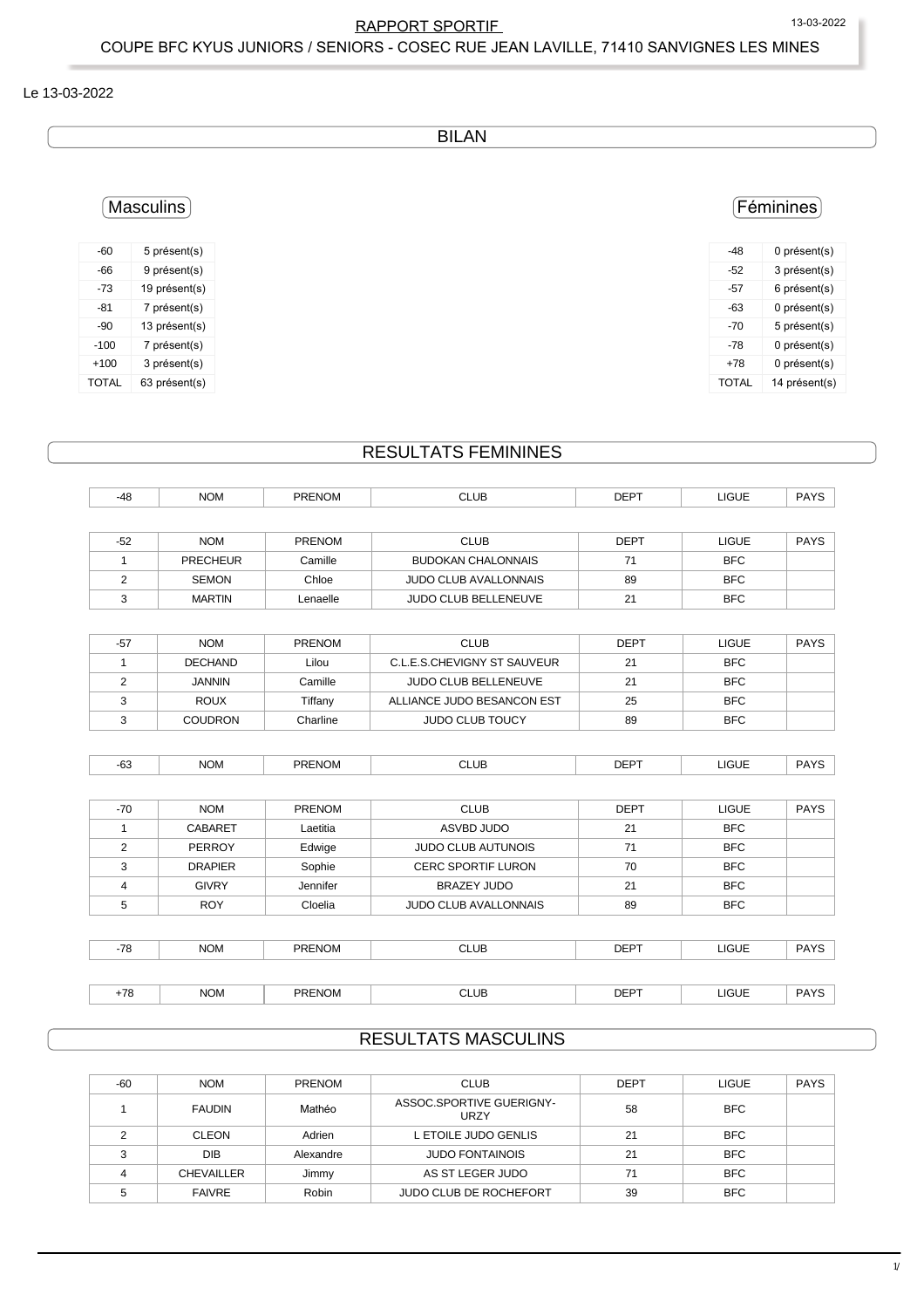# RAPPORT SPORTIF

COUPE BFC KYUS JUNIORS / SENIORS - COSEC RUE JEAN LAVILLE, 71410 SANVIGNES LES MINES

Le 13-03-2022

## BILAN

### Masculins

| -60 | 5 présent(s) |
|---|---|
| -66 | 9 présent(s) |
| -73 | 19 présent(s) |
| -81 | 7 présent(s) |
| -90 | 13 présent(s) |
| -100 | 7 présent(s) |
| +100 | 3 présent(s) |
| TOTAL | 63 présent(s) |

### Féminines

| -48 | 0 présent(s) |
|---|---|
| -52 | 3 présent(s) |
| -57 | 6 présent(s) |
| -63 | 0 présent(s) |
| -70 | 5 présent(s) |
| -78 | 0 présent(s) |
| +78 | 0 présent(s) |
| TOTAL | 14 présent(s) |

## RESULTATS FEMININES

| -48 | NOM | PRENOM | CLUB | DEPT | LIGUE | PAYS |
|---|---|---|---|---|---|---|

| -52 | NOM | PRENOM | CLUB | DEPT | LIGUE | PAYS |
|---|---|---|---|---|---|---|
| 1 | PRECHEUR | Camille | BUDOKAN CHALONNAIS | 71 | BFC | |
| 2 | SEMON | Chloe | JUDO CLUB AVALLONNAIS | 89 | BFC | |
| 3 | MARTIN | Lenaelle | JUDO CLUB BELLENEUVE | 21 | BFC | |

| -57 | NOM | PRENOM | CLUB | DEPT | LIGUE | PAYS |
|---|---|---|---|---|---|---|
| 1 | DECHAND | Lilou | C.L.E.S.CHEVIGNY ST SAUVEUR | 21 | BFC | |
| 2 | JANNIN | Camille | JUDO CLUB BELLENEUVE | 21 | BFC | |
| 3 | ROUX | Tiffany | ALLIANCE JUDO BESANCON EST | 25 | BFC | |
| 3 | COUDRON | Charline | JUDO CLUB TOUCY | 89 | BFC | |

| -63 | NOM | PRENOM | CLUB | DEPT | LIGUE | PAYS |
|---|---|---|---|---|---|---|

| -70 | NOM | PRENOM | CLUB | DEPT | LIGUE | PAYS |
|---|---|---|---|---|---|---|
| 1 | CABARET | Laetitia | ASVBD JUDO | 21 | BFC | |
| 2 | PERROY | Edwige | JUDO CLUB AUTUNOIS | 71 | BFC | |
| 3 | DRAPIER | Sophie | CERC SPORTIF LURON | 70 | BFC | |
| 4 | GIVRY | Jennifer | BRAZEY JUDO | 21 | BFC | |
| 5 | ROY | Cloelia | JUDO CLUB AVALLONNAIS | 89 | BFC | |

| -78 | NOM | PRENOM | CLUB | DEPT | LIGUE | PAYS |
|---|---|---|---|---|---|---|

| +78 | NOM | PRENOM | CLUB | DEPT | LIGUE | PAYS |
|---|---|---|---|---|---|---|

## RESULTATS MASCULINS

| -60 | NOM | PRENOM | CLUB | DEPT | LIGUE | PAYS |
|---|---|---|---|---|---|---|
| 1 | FAUDIN | Mathéo | ASSOC.SPORTIVE GUERIGNY-URZY | 58 | BFC | |
| 2 | CLEON | Adrien | L ETOILE JUDO GENLIS | 21 | BFC | |
| 3 | DIB | Alexandre | JUDO FONTAINOIS | 21 | BFC | |
| 4 | CHEVAILLER | Jimmy | AS ST LEGER JUDO | 71 | BFC | |
| 5 | FAIVRE | Robin | JUDO CLUB DE ROCHEFORT | 39 | BFC | |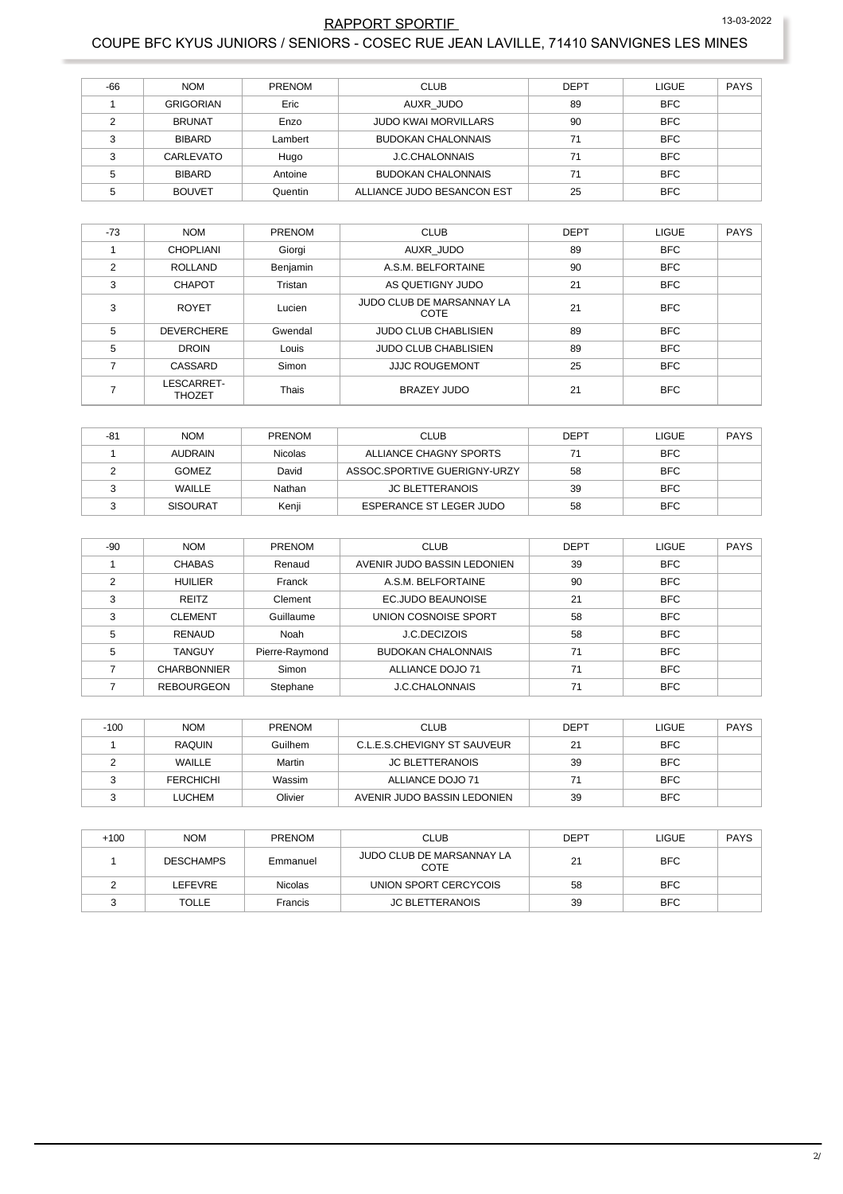## RAPPORT SPORTIF

## COUPE BFC KYUS JUNIORS / SENIORS - COSEC RUE JEAN LAVILLE, 71410 SANVIGNES LES MINES

13-03-2022

| -66 | NOM | PRENOM | CLUB | DEPT | LIGUE | PAYS |
| --- | --- | --- | --- | --- | --- | --- |
| 1 | GRIGORIAN | Eric | AUXR_JUDO | 89 | BFC | |
| 2 | BRUNAT | Enzo | JUDO KWAI MORVILLARS | 90 | BFC | |
| 3 | BIBARD | Lambert | BUDOKAN CHALONNAIS | 71 | BFC | |
| 3 | CARLEVATO | Hugo | J.C.CHALONNAIS | 71 | BFC | |
| 5 | BIBARD | Antoine | BUDOKAN CHALONNAIS | 71 | BFC | |
| 5 | BOUVET | Quentin | ALLIANCE JUDO BESANCON EST | 25 | BFC | |

| -73 | NOM | PRENOM | CLUB | DEPT | LIGUE | PAYS |
| --- | --- | --- | --- | --- | --- | --- |
| 1 | CHOPLIANI | Giorgi | AUXR_JUDO | 89 | BFC | |
| 2 | ROLLAND | Benjamin | A.S.M. BELFORTAINE | 90 | BFC | |
| 3 | CHAPOT | Tristan | AS QUETIGNY JUDO | 21 | BFC | |
| 3 | ROYET | Lucien | JUDO CLUB DE MARSANNAY LA COTE | 21 | BFC | |
| 5 | DEVERCHERE | Gwendal | JUDO CLUB CHABLISIEN | 89 | BFC | |
| 5 | DROIN | Louis | JUDO CLUB CHABLISIEN | 89 | BFC | |
| 7 | CASSARD | Simon | JJJC ROUGEMONT | 25 | BFC | |
| 7 | LESCARRET-THOZET | Thais | BRAZEY JUDO | 21 | BFC | |

| -81 | NOM | PRENOM | CLUB | DEPT | LIGUE | PAYS |
| --- | --- | --- | --- | --- | --- | --- |
| 1 | AUDRAIN | Nicolas | ALLIANCE CHAGNY SPORTS | 71 | BFC | |
| 2 | GOMEZ | David | ASSOC.SPORTIVE GUERIGNY-URZY | 58 | BFC | |
| 3 | WAILLE | Nathan | JC BLETTERANOIS | 39 | BFC | |
| 3 | SISOURAT | Kenji | ESPERANCE ST LEGER JUDO | 58 | BFC | |

| -90 | NOM | PRENOM | CLUB | DEPT | LIGUE | PAYS |
| --- | --- | --- | --- | --- | --- | --- |
| 1 | CHABAS | Renaud | AVENIR JUDO BASSIN LEDONIEN | 39 | BFC | |
| 2 | HUILIER | Franck | A.S.M. BELFORTAINE | 90 | BFC | |
| 3 | REITZ | Clement | EC.JUDO BEAUNOISE | 21 | BFC | |
| 3 | CLEMENT | Guillaume | UNION COSNOISE SPORT | 58 | BFC | |
| 5 | RENAUD | Noah | J.C.DECIZOIS | 58 | BFC | |
| 5 | TANGUY | Pierre-Raymond | BUDOKAN CHALONNAIS | 71 | BFC | |
| 7 | CHARBONNIER | Simon | ALLIANCE DOJO 71 | 71 | BFC | |
| 7 | REBOURGEON | Stephane | J.C.CHALONNAIS | 71 | BFC | |

| -100 | NOM | PRENOM | CLUB | DEPT | LIGUE | PAYS |
| --- | --- | --- | --- | --- | --- | --- |
| 1 | RAQUIN | Guilhem | C.L.E.S.CHEVIGNY ST SAUVEUR | 21 | BFC | |
| 2 | WAILLE | Martin | JC BLETTERANOIS | 39 | BFC | |
| 3 | FERCHICHI | Wassim | ALLIANCE DOJO 71 | 71 | BFC | |
| 3 | LUCHEM | Olivier | AVENIR JUDO BASSIN LEDONIEN | 39 | BFC | |

| +100 | NOM | PRENOM | CLUB | DEPT | LIGUE | PAYS |
| --- | --- | --- | --- | --- | --- | --- |
| 1 | DESCHAMPS | Emmanuel | JUDO CLUB DE MARSANNAY LA COTE | 21 | BFC | |
| 2 | LEFEVRE | Nicolas | UNION SPORT CERCYCOIS | 58 | BFC | |
| 3 | TOLLE | Francis | JC BLETTERANOIS | 39 | BFC | |